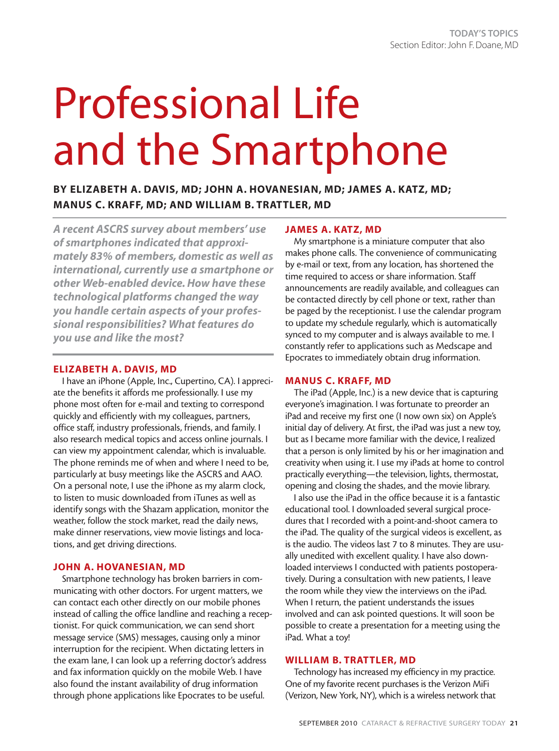TODAY'S TOPICS
Section Editor: John F. Doane, MD

# Professional Life and the Smartphone

**BY ELIZABETH A. DAVIS, MD; JOHN A. HOVANESIAN, MD; JAMES A. KATZ, MD; MANUS C. KRAFF, MD; AND WILLIAM B. TRATTLER, MD**

***A recent ASCRS survey about members' use of smartphones indicated that approximately 83% of members, domestic as well as international, currently use a smartphone or other Web-enabled device. How have these technological platforms changed the way you handle certain aspects of your professional responsibilities? What features do you use and like the most?***

## ELIZABETH A. DAVIS, MD

I have an iPhone (Apple, Inc., Cupertino, CA). I appreciate the benefits it affords me professionally. I use my phone most often for e-mail and texting to correspond quickly and efficiently with my colleagues, partners, office staff, industry professionals, friends, and family. I also research medical topics and access online journals. I can view my appointment calendar, which is invaluable. The phone reminds me of when and where I need to be, particularly at busy meetings like the ASCRS and AAO. On a personal note, I use the iPhone as my alarm clock, to listen to music downloaded from iTunes as well as identify songs with the Shazam application, monitor the weather, follow the stock market, read the daily news, make dinner reservations, view movie listings and locations, and get driving directions.

## JOHN A. HOVANESIAN, MD

Smartphone technology has broken barriers in communicating with other doctors. For urgent matters, we can contact each other directly on our mobile phones instead of calling the office landline and reaching a receptionist. For quick communication, we can send short message service (SMS) messages, causing only a minor interruption for the recipient. When dictating letters in the exam lane, I can look up a referring doctor's address and fax information quickly on the mobile Web. I have also found the instant availability of drug information through phone applications like Epocrates to be useful.

## JAMES A. KATZ, MD

My smartphone is a miniature computer that also makes phone calls. The convenience of communicating by e-mail or text, from any location, has shortened the time required to access or share information. Staff announcements are readily available, and colleagues can be contacted directly by cell phone or text, rather than be paged by the receptionist. I use the calendar program to update my schedule regularly, which is automatically synced to my computer and is always available to me. I constantly refer to applications such as Medscape and Epocrates to immediately obtain drug information.

## MANUS C. KRAFF, MD

The iPad (Apple, Inc.) is a new device that is capturing everyone's imagination. I was fortunate to preorder an iPad and receive my first one (I now own six) on Apple's initial day of delivery. At first, the iPad was just a new toy, but as I became more familiar with the device, I realized that a person is only limited by his or her imagination and creativity when using it. I use my iPads at home to control practically everything—the television, lights, thermostat, opening and closing the shades, and the movie library.

I also use the iPad in the office because it is a fantastic educational tool. I downloaded several surgical procedures that I recorded with a point-and-shoot camera to the iPad. The quality of the surgical videos is excellent, as is the audio. The videos last 7 to 8 minutes. They are usually unedited with excellent quality. I have also downloaded interviews I conducted with patients postoperatively. During a consultation with new patients, I leave the room while they view the interviews on the iPad. When I return, the patient understands the issues involved and can ask pointed questions. It will soon be possible to create a presentation for a meeting using the iPad. What a toy!

## WILLIAM B. TRATTLER, MD

Technology has increased my efficiency in my practice. One of my favorite recent purchases is the Verizon MiFi (Verizon, New York, NY), which is a wireless network that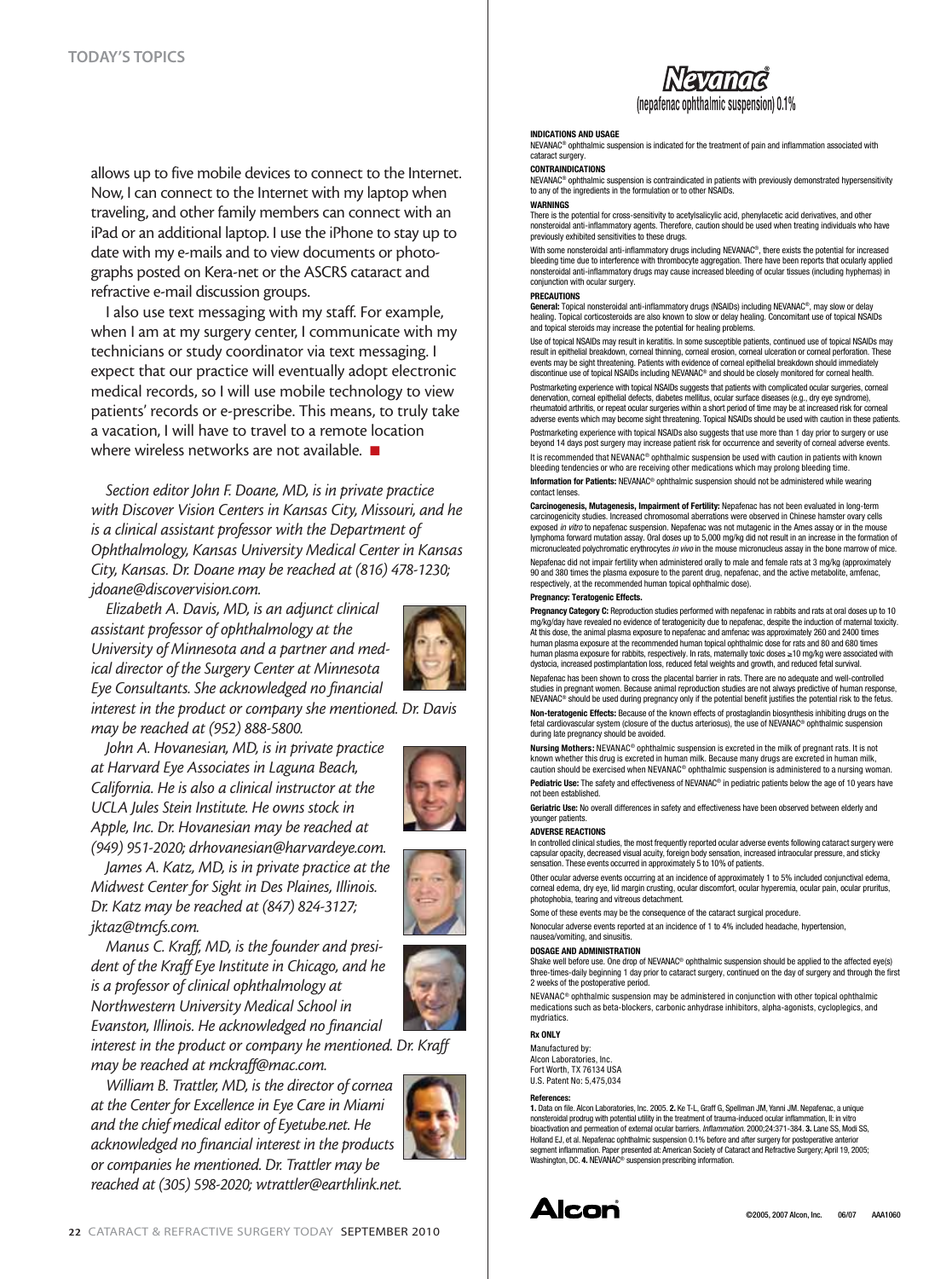allows up to five mobile devices to connect to the Internet. Now, I can connect to the Internet with my laptop when traveling, and other family members can connect with an iPad or an additional laptop. I use the iPhone to stay up to date with my e-mails and to view documents or photographs posted on Kera-net or the ASCRS cataract and refractive e-mail discussion groups.

I also use text messaging with my staff. For example, when I am at my surgery center, I communicate with my technicians or study coordinator via text messaging. I expect that our practice will eventually adopt electronic medical records, so I will use mobile technology to view patients' records or e-prescribe. This means, to truly take a vacation, I will have to travel to a remote location where wireless networks are not available. ■

*Section editor John F. Doane, MD, is in private practice with Discover Vision Centers in Kansas City, Missouri, and he is a clinical assistant professor with the Department of Ophthalmology, Kansas University Medical Center in Kansas City, Kansas. Dr. Doane may be reached at (816) 478-1230; jdoane@discovervision.com.*

*Elizabeth A. Davis, MD, is an adjunct clinical assistant professor of ophthalmology at the University of Minnesota and a partner and medical director of the Surgery Center at Minnesota Eye Consultants. She acknowledged no financial interest in the product or company she mentioned. Dr. Davis may be reached at (952) 888-5800.*

*John A. Hovanesian, MD, is in private practice at Harvard Eye Associates in Laguna Beach, California. He is also a clinical instructor at the UCLA Jules Stein Institute. He owns stock in Apple, Inc. Dr. Hovanesian may be reached at (949) 951-2020; drhovanesian@harvardeye.com.*

*James A. Katz, MD, is in private practice at the Midwest Center for Sight in Des Plaines, Illinois. Dr. Katz may be reached at (847) 824-3127; jktaz@tmcfs.com.*

*Manus C. Kraff, MD, is the founder and president of the Kraff Eye Institute in Chicago, and he is a professor of clinical ophthalmology at Northwestern University Medical School in Evanston, Illinois. He acknowledged no financial interest in the product or company he mentioned. Dr. Kraff may be reached at mckraff@mac.com.*

*William B. Trattler, MD, is the director of cornea at the Center for Excellence in Eye Care in Miami and the chief medical editor of Eyetube.net. He acknowledged no financial interest in the products or companies he mentioned. Dr. Trattler may be reached at (305) 598-2020; wtrattler@earthlink.net.*

# Nevanac®

(nepafenac ophthalmic suspension) 0.1%

**INDICATIONS AND USAGE**

NEVANAC® ophthalmic suspension is indicated for the treatment of pain and inflammation associated with cataract surgery.

**CONTRAINDICATIONS**

NEVANAC® ophthalmic suspension is contraindicated in patients with previously demonstrated hypersensitivity to any of the ingredients in the formulation or to other NSAIDs.

**WARNINGS**

There is the potential for cross-sensitivity to acetylsalicylic acid, phenylacetic acid derivatives, and other nonsteroidal anti-inflammatory agents. Therefore, caution should be used when treating individuals who have previously exhibited sensitivities to these drugs.

With some nonsteroidal anti-inflammatory drugs including NEVANAC®, there exists the potential for increased bleeding time due to interference with thrombocyte aggregation. There have been reports that ocularly applied nonsteroidal anti-inflammatory drugs may cause increased bleeding of ocular tissues (including hyphemas) in conjunction with ocular surgery.

**PRECAUTIONS**

**General:** Topical nonsteroidal anti-inflammatory drugs (NSAIDs) including NEVANAC®, may slow or delay healing. Topical corticosteroids are also known to slow or delay healing. Concomitant use of topical NSAIDs and topical steroids may increase the potential for healing problems.

Use of topical NSAIDs may result in keratitis. In some susceptible patients, continued use of topical NSAIDs may result in epithelial breakdown, corneal thinning, corneal erosion, corneal ulceration or corneal perforation. These events may be sight threatening. Patients with evidence of corneal epithelial breakdown should immediately discontinue use of topical NSAIDs including NEVANAC® and should be closely monitored for corneal health.

Postmarketing experience with topical NSAIDs suggests that patients with complicated ocular surgeries, corneal denervation, corneal epithelial defects, diabetes mellitus, ocular surface diseases (e.g., dry eye syndrome), rheumatoid arthritis, or repeat ocular surgeries within a short period of time may be at increased risk for corneal adverse events which may become sight threatening. Topical NSAIDs should be used with caution in these patients.

Postmarketing experience with topical NSAIDs also suggests that use more than 1 day prior to surgery or use beyond 14 days post surgery may increase patient risk for occurrence and severity of corneal adverse events.

It is recommended that NEVANAC® ophthalmic suspension be used with caution in patients with known bleeding tendencies or who are receiving other medications which may prolong bleeding time.

**Information for Patients:** NEVANAC® ophthalmic suspension should not be administered while wearing contact lenses.

**Carcinogenesis, Mutagenesis, Impairment of Fertility:** Nepafenac has not been evaluated in long-term carcinogenicity studies. Increased chromosomal aberrations were observed in Chinese hamster ovary cells exposed *in vitro* to nepafenac suspension. Nepafenac was not mutagenic in the Ames assay or in the mouse lymphoma forward mutation assay. Oral doses up to 5,000 mg/kg did not result in an increase in the formation of micronucleated polychromatic erythrocytes *in vivo* in the mouse micronucleus assay in the bone marrow of mice.

Nepafenac did not impair fertility when administered orally to male and female rats at 3 mg/kg (approximately 90 and 380 times the plasma exposure to the parent drug, nepafenac, and the active metabolite, amfenac, respectively, at the recommended human topical ophthalmic dose).

**Pregnancy: Teratogenic Effects.**

**Pregnancy Category C:** Reproduction studies performed with nepafenac in rabbits and rats at oral doses up to 10 mg/kg/day have revealed no evidence of teratogenicity due to nepafenac, despite the induction of maternal toxicity. At this dose, the animal plasma exposure to nepafenac and amfenac was approximately 260 and 2400 times human plasma exposure at the recommended human topical ophthalmic dose for rats and 80 and 680 times human plasma exposure for rabbits, respectively. In rats, maternally toxic doses ≥10 mg/kg were associated with dystocia, increased postimplantation loss, reduced fetal weights and growth, and reduced fetal survival.

Nepafenac has been shown to cross the placental barrier in rats. There are no adequate and well-controlled studies in pregnant women. Because animal reproduction studies are not always predictive of human response, NEVANAC® should be used during pregnancy only if the potential benefit justifies the potential risk to the fetus.

**Non-teratogenic Effects:** Because of the known effects of prostaglandin biosynthesis inhibiting drugs on the fetal cardiovascular system (closure of the ductus arteriosus), the use of NEVANAC® ophthalmic suspension during late pregnancy should be avoided.

**Nursing Mothers:** NEVANAC® ophthalmic suspension is excreted in the milk of pregnant rats. It is not known whether this drug is excreted in human milk. Because many drugs are excreted in human milk, caution should be exercised when NEVANAC® ophthalmic suspension is administered to a nursing woman.

**Pediatric Use:** The safety and effectiveness of NEVANAC® in pediatric patients below the age of 10 years have not been established.

**Geriatric Use:** No overall differences in safety and effectiveness have been observed between elderly and younger patients.

**ADVERSE REACTIONS**

In controlled clinical studies, the most frequently reported ocular adverse events following cataract surgery were capsular opacity, decreased visual acuity, foreign body sensation, increased intraocular pressure, and sticky sensation. These events occurred in approximately 5 to 10% of patients.

Other ocular adverse events occurring at an incidence of approximately 1 to 5% included conjunctival edema, corneal edema, dry eye, lid margin crusting, ocular discomfort, ocular hyperemia, ocular pain, ocular pruritus, photophobia, tearing and vitreous detachment.

Some of these events may be the consequence of the cataract surgical procedure.

Nonocular adverse events reported at an incidence of 1 to 4% included headache, hypertension, nausea/vomiting, and sinusitis.

**DOSAGE AND ADMINISTRATION**

Shake well before use. One drop of NEVANAC® ophthalmic suspension should be applied to the affected eye(s) three-times-daily beginning 1 day prior to cataract surgery, continued on the day of surgery and through the first 2 weeks of the postoperative period.

NEVANAC® ophthalmic suspension may be administered in conjunction with other topical ophthalmic medications such as beta-blockers, carbonic anhydrase inhibitors, alpha-agonists, cycloplegics, and mydriatics.

**Rx ONLY**

Manufactured by:
Alcon Laboratories, Inc.
Fort Worth, TX 76134 USA
U.S. Patent No: 5,475,034

**References:**

1. Data on file. Alcon Laboratories, Inc. 2005. 2. Ke T-L, Graff G, Spellman JM, Yanni JM. Nepafenac, a unique nonsteroidal prodrug with potential utility in the treatment of trauma-induced ocular inflammation, II: in vitro bioactivation and permeation of external ocular barriers. *Inflammation.* 2000;24:371-384. 3. Lane SS, Modi SS, Holland EJ, et al. Nepafenac ophthalmic suspension 0.1% before and after surgery for postoperative anterior segment inflammation. Paper presented at: American Society of Cataract and Refractive Surgery; April 19, 2005; Washington, DC. 4. NEVANAC® suspension prescribing information.

Alcon®

©2005, 2007 Alcon, Inc. 06/07 AAA1060